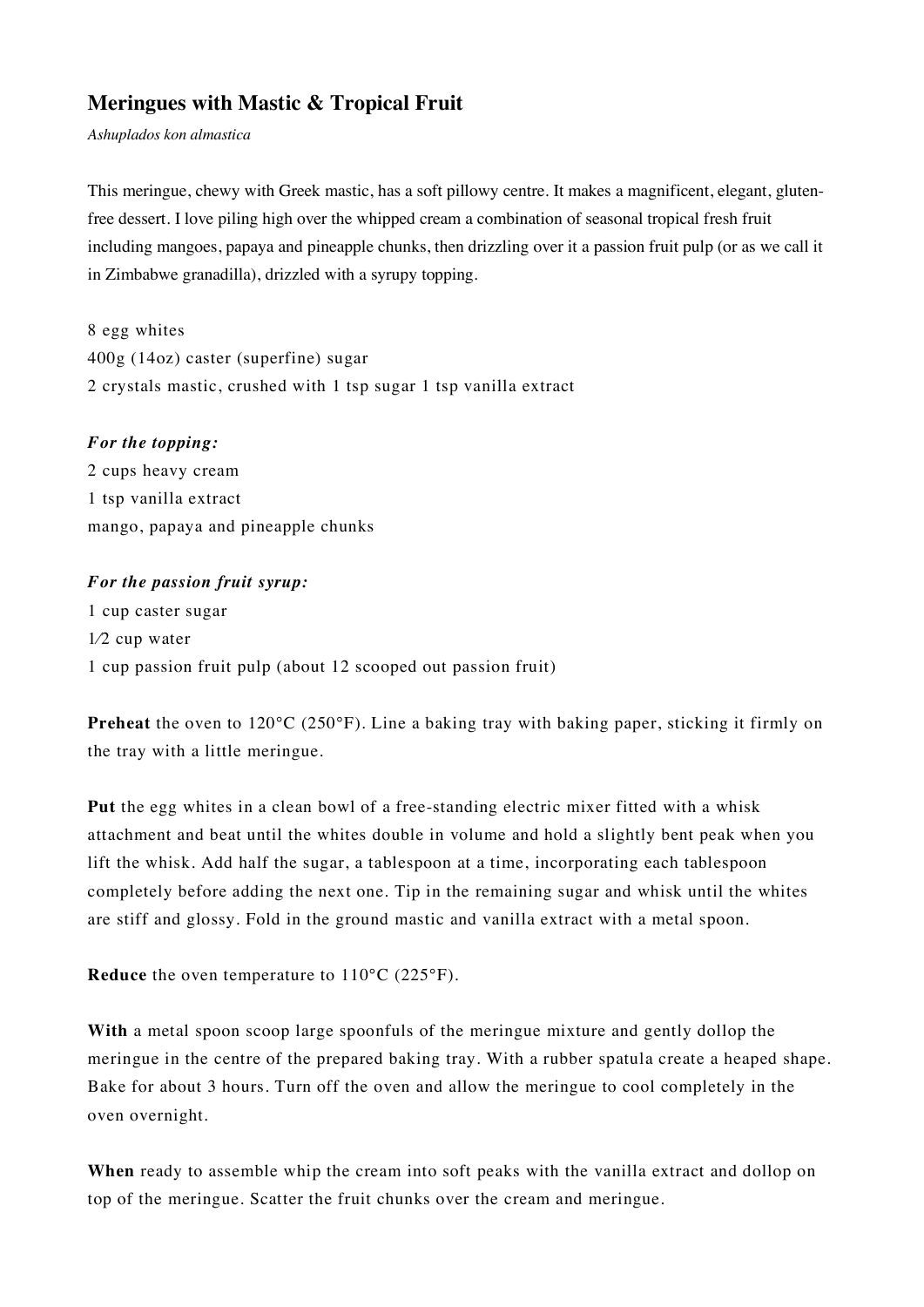## Meringues with Mastic & Tropical Fruit

*Ashuplados kon almastica*

This meringue, chewy with Greek mastic, has a soft pillowy centre. It makes a magnificent, elegant, gluten-free dessert. I love piling high over the whipped cream a combination of seasonal tropical fresh fruit including mangoes, papaya and pineapple chunks, then drizzling over it a passion fruit pulp (or as we call it in Zimbabwe granadilla), drizzled with a syrupy topping.

8 egg whites
400g (14oz) caster (superfine) sugar
2 crystals mastic, crushed with 1 tsp sugar 1 tsp vanilla extract

***For the topping:***
2 cups heavy cream
1 tsp vanilla extract
mango, papaya and pineapple chunks

***For the passion fruit syrup:***
1 cup caster sugar
1⁄2 cup water
1 cup passion fruit pulp (about 12 scooped out passion fruit)

**Preheat** the oven to 120°C (250°F). Line a baking tray with baking paper, sticking it firmly on the tray with a little meringue.

**Put** the egg whites in a clean bowl of a free-standing electric mixer fitted with a whisk attachment and beat until the whites double in volume and hold a slightly bent peak when you lift the whisk. Add half the sugar, a tablespoon at a time, incorporating each tablespoon completely before adding the next one. Tip in the remaining sugar and whisk until the whites are stiff and glossy. Fold in the ground mastic and vanilla extract with a metal spoon.

**Reduce** the oven temperature to 110°C (225°F).

**With** a metal spoon scoop large spoonfuls of the meringue mixture and gently dollop the meringue in the centre of the prepared baking tray. With a rubber spatula create a heaped shape. Bake for about 3 hours. Turn off the oven and allow the meringue to cool completely in the oven overnight.

**When** ready to assemble whip the cream into soft peaks with the vanilla extract and dollop on top of the meringue. Scatter the fruit chunks over the cream and meringue.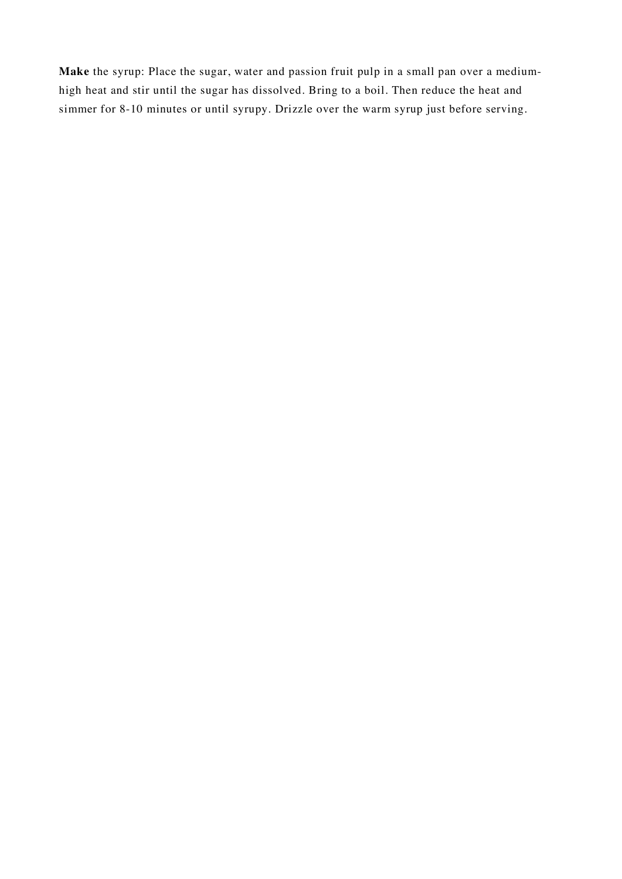**Make** the syrup: Place the sugar, water and passion fruit pulp in a small pan over a medium-high heat and stir until the sugar has dissolved. Bring to a boil. Then reduce the heat and simmer for 8-10 minutes or until syrupy. Drizzle over the warm syrup just before serving.